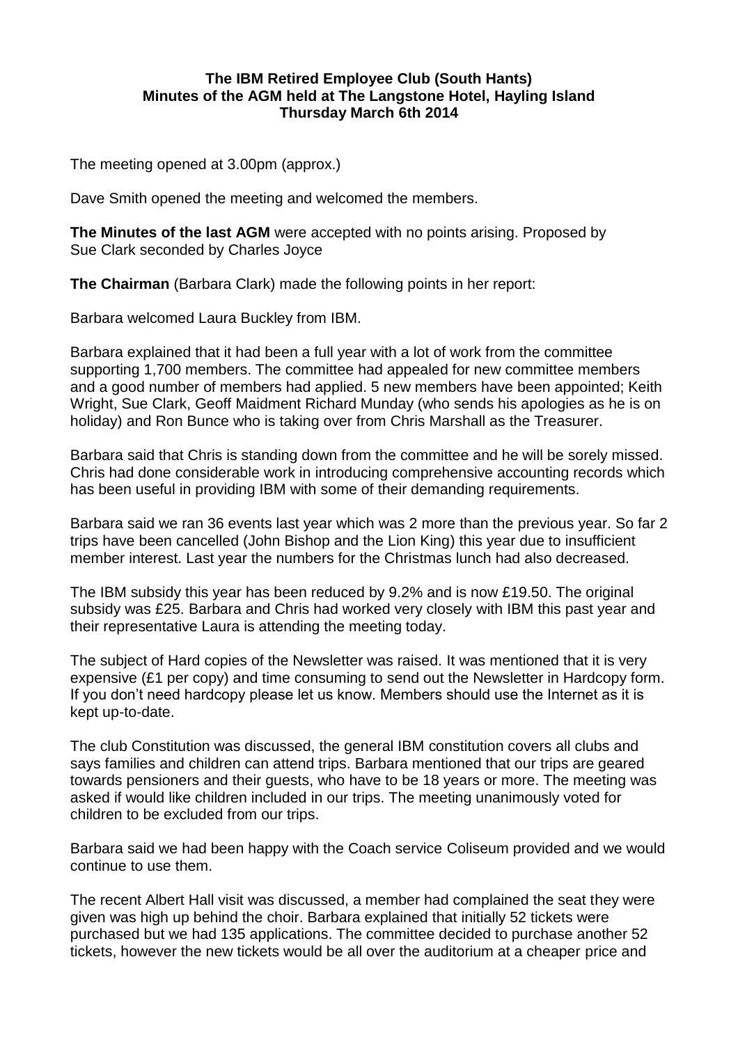**The IBM Retired Employee Club (South Hants)**
**Minutes of the AGM held at The Langstone Hotel, Hayling Island**
**Thursday March 6th 2014**

The meeting opened at 3.00pm (approx.)

Dave Smith opened the meeting and welcomed the members.

**The Minutes of the last AGM** were accepted with no points arising. Proposed by Sue Clark seconded by Charles Joyce

**The Chairman** (Barbara Clark) made the following points in her report:

Barbara welcomed Laura Buckley from IBM.

Barbara explained that it had been a full year with a lot of work from the committee supporting 1,700 members. The committee had appealed for new committee members and a good number of members had applied. 5 new members have been appointed; Keith Wright, Sue Clark, Geoff Maidment Richard Munday (who sends his apologies as he is on holiday) and Ron Bunce who is taking over from Chris Marshall as the Treasurer.

Barbara said that Chris is standing down from the committee and he will be sorely missed. Chris had done considerable work in introducing comprehensive accounting records which has been useful in providing IBM with some of their demanding requirements.

Barbara said we ran 36 events last year which was 2 more than the previous year. So far 2 trips have been cancelled (John Bishop and the Lion King) this year due to insufficient member interest. Last year the numbers for the Christmas lunch had also decreased.

The IBM subsidy this year has been reduced by 9.2% and is now £19.50. The original subsidy was £25. Barbara and Chris had worked very closely with IBM this past year and their representative Laura is attending the meeting today.

The subject of Hard copies of the Newsletter was raised. It was mentioned that it is very expensive (£1 per copy) and time consuming to send out the Newsletter in Hardcopy form. If you don't need hardcopy please let us know. Members should use the Internet as it is kept up-to-date.

The club Constitution was discussed, the general IBM constitution covers all clubs and says families and children can attend trips. Barbara mentioned that our trips are geared towards pensioners and their guests, who have to be 18 years or more. The meeting was asked if would like children included in our trips. The meeting unanimously voted for children to be excluded from our trips.

Barbara said we had been happy with the Coach service Coliseum provided and we would continue to use them.

The recent Albert Hall visit was discussed, a member had complained the seat they were given was high up behind the choir. Barbara explained that initially 52 tickets were purchased but we had 135 applications. The committee decided to purchase another 52 tickets, however the new tickets would be all over the auditorium at a cheaper price and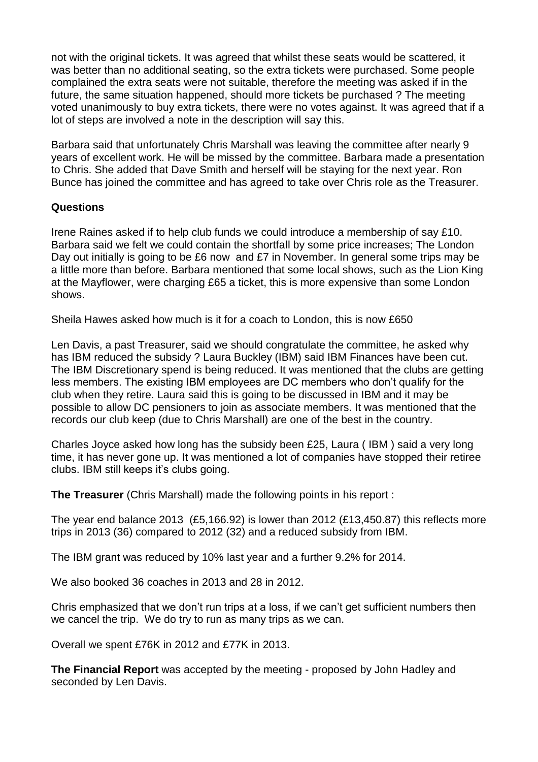not with the original tickets. It was agreed that whilst these seats would be scattered, it was better than no additional seating, so the extra tickets were purchased. Some people complained the extra seats were not suitable, therefore the meeting was asked if in the future, the same situation happened, should more tickets be purchased ? The meeting voted unanimously to buy extra tickets, there were no votes against. It was agreed that if a lot of steps are involved a note in the description will say this.

Barbara said that unfortunately Chris Marshall was leaving the committee after nearly 9 years of excellent work. He will be missed by the committee. Barbara made a presentation to Chris. She added that Dave Smith and herself will be staying for the next year. Ron Bunce has joined the committee and has agreed to take over Chris role as the Treasurer.

### Questions

Irene Raines asked if to help club funds we could introduce a membership of say £10. Barbara said we felt we could contain the shortfall by some price increases; The London Day out initially is going to be £6 now and £7 in November. In general some trips may be a little more than before. Barbara mentioned that some local shows, such as the Lion King at the Mayflower, were charging £65 a ticket, this is more expensive than some London shows.

Sheila Hawes asked how much is it for a coach to London, this is now £650

Len Davis, a past Treasurer, said we should congratulate the committee, he asked why has IBM reduced the subsidy ? Laura Buckley (IBM) said IBM Finances have been cut. The IBM Discretionary spend is being reduced. It was mentioned that the clubs are getting less members. The existing IBM employees are DC members who don't qualify for the club when they retire. Laura said this is going to be discussed in IBM and it may be possible to allow DC pensioners to join as associate members. It was mentioned that the records our club keep (due to Chris Marshall) are one of the best in the country.

Charles Joyce asked how long has the subsidy been £25, Laura ( IBM ) said a very long time, it has never gone up. It was mentioned a lot of companies have stopped their retiree clubs. IBM still keeps it's clubs going.

**The Treasurer** (Chris Marshall) made the following points in his report :

The year end balance 2013 (£5,166.92) is lower than 2012 (£13,450.87) this reflects more trips in 2013 (36) compared to 2012 (32) and a reduced subsidy from IBM.

The IBM grant was reduced by 10% last year and a further 9.2% for 2014.

We also booked 36 coaches in 2013 and 28 in 2012.

Chris emphasized that we don't run trips at a loss, if we can't get sufficient numbers then we cancel the trip. We do try to run as many trips as we can.

Overall we spent £76K in 2012 and £77K in 2013.

**The Financial Report** was accepted by the meeting - proposed by John Hadley and seconded by Len Davis.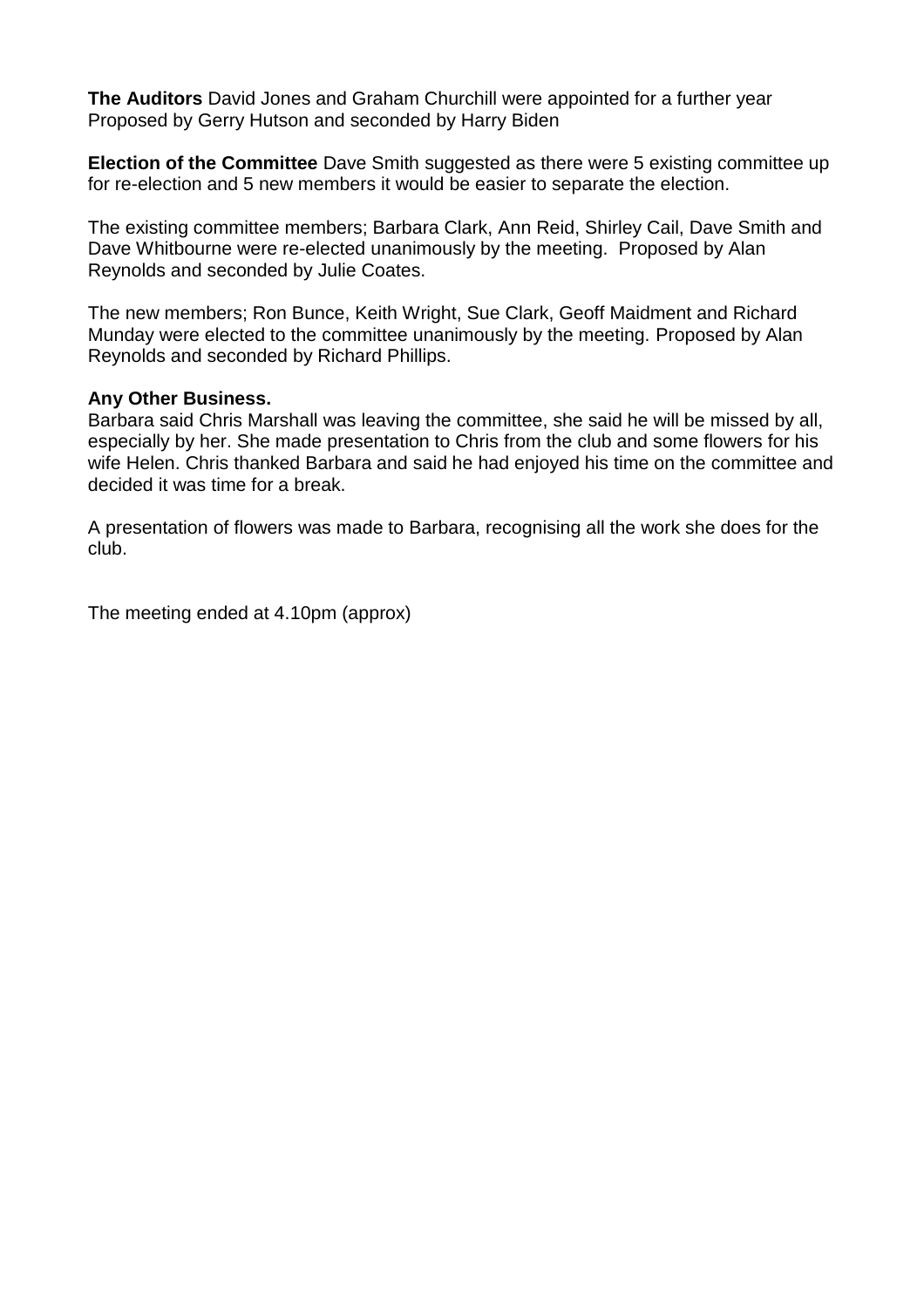**The Auditors** David Jones and Graham Churchill were appointed for a further year Proposed by Gerry Hutson and seconded by Harry Biden

**Election of the Committee** Dave Smith suggested as there were 5 existing committee up for re-election and 5 new members it would be easier to separate the election.

The existing committee members; Barbara Clark, Ann Reid, Shirley Cail, Dave Smith and Dave Whitbourne were re-elected unanimously by the meeting. Proposed by Alan Reynolds and seconded by Julie Coates.

The new members; Ron Bunce, Keith Wright, Sue Clark, Geoff Maidment and Richard Munday were elected to the committee unanimously by the meeting. Proposed by Alan Reynolds and seconded by Richard Phillips.

**Any Other Business.**

Barbara said Chris Marshall was leaving the committee, she said he will be missed by all, especially by her. She made presentation to Chris from the club and some flowers for his wife Helen. Chris thanked Barbara and said he had enjoyed his time on the committee and decided it was time for a break.

A presentation of flowers was made to Barbara, recognising all the work she does for the club.

The meeting ended at 4.10pm (approx)